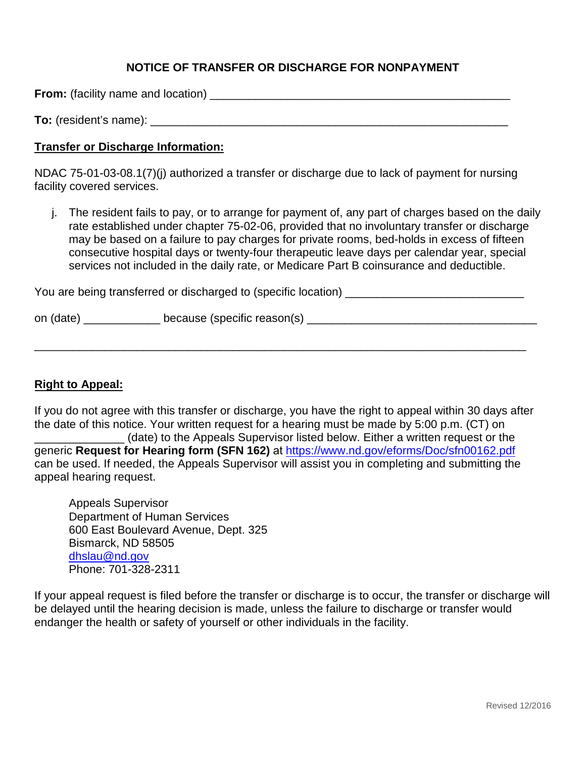## NOTICE OF TRANSFER OR DISCHARGE FOR NONPAYMENT

**From:** (facility name and location) ________________________________________________

**To:** (resident's name): _________________________________________________________

**Transfer or Discharge Information:**

NDAC 75-01-03-08.1(7)(j) authorized a transfer or discharge due to lack of payment for nursing facility covered services.

j. The resident fails to pay, or to arrange for payment of, any part of charges based on the daily rate established under chapter 75-02-06, provided that no involuntary transfer or discharge may be based on a failure to pay charges for private rooms, bed-holds in excess of fifteen consecutive hospital days or twenty-four therapeutic leave days per calendar year, special services not included in the daily rate, or Medicare Part B coinsurance and deductible.

You are being transferred or discharged to (specific location) ____________________________

on (date) ____________ because (specific reason(s) ____________________________________

_____________________________________________________________________________

**Right to Appeal:**

If you do not agree with this transfer or discharge, you have the right to appeal within 30 days after the date of this notice. Your written request for a hearing must be made by 5:00 p.m. (CT) on ______________ (date) to the Appeals Supervisor listed below. Either a written request or the generic **Request for Hearing form (SFN 162)** at https://www.nd.gov/eforms/Doc/sfn00162.pdf can be used. If needed, the Appeals Supervisor will assist you in completing and submitting the appeal hearing request.

Appeals Supervisor
Department of Human Services
600 East Boulevard Avenue, Dept. 325
Bismarck, ND 58505
dhslau@nd.gov
Phone: 701-328-2311

If your appeal request is filed before the transfer or discharge is to occur, the transfer or discharge will be delayed until the hearing decision is made, unless the failure to discharge or transfer would endanger the health or safety of yourself or other individuals in the facility.

Revised 12/2016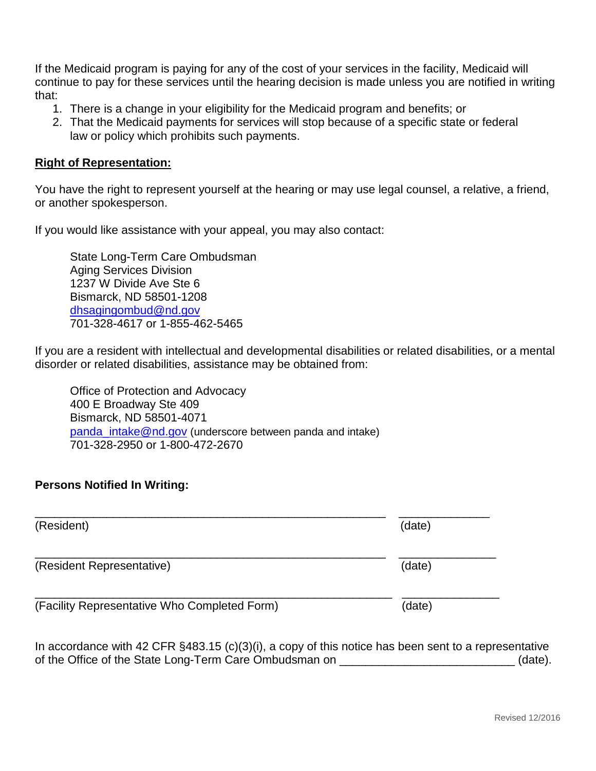If the Medicaid program is paying for any of the cost of your services in the facility, Medicaid will continue to pay for these services until the hearing decision is made unless you are notified in writing that:

1. There is a change in your eligibility for the Medicaid program and benefits; or
2. That the Medicaid payments for services will stop because of a specific state or federal law or policy which prohibits such payments.

**<u>Right of Representation:</u>**

You have the right to represent yourself at the hearing or may use legal counsel, a relative, a friend, or another spokesperson.

If you would like assistance with your appeal, you may also contact:

State Long-Term Care Ombudsman
Aging Services Division
1237 W Divide Ave Ste 6
Bismarck, ND 58501-1208
dhsagingombud@nd.gov
701-328-4617 or 1-855-462-5465

If you are a resident with intellectual and developmental disabilities or related disabilities, or a mental disorder or related disabilities, assistance may be obtained from:

Office of Protection and Advocacy
400 E Broadway Ste 409
Bismarck, ND 58501-4071
panda_intake@nd.gov (underscore between panda and intake)
701-328-2950 or 1-800-472-2670

**Persons Notified In Writing:**

_______________________________________________ ______________
(Resident) (date)

_______________________________________________ ______________
(Resident Representative) (date)

_______________________________________________ ______________
(Facility Representative Who Completed Form) (date)

In accordance with 42 CFR §483.15 (c)(3)(i), a copy of this notice has been sent to a representative of the Office of the State Long-Term Care Ombudsman on ___________________________ (date).

Revised 12/2016